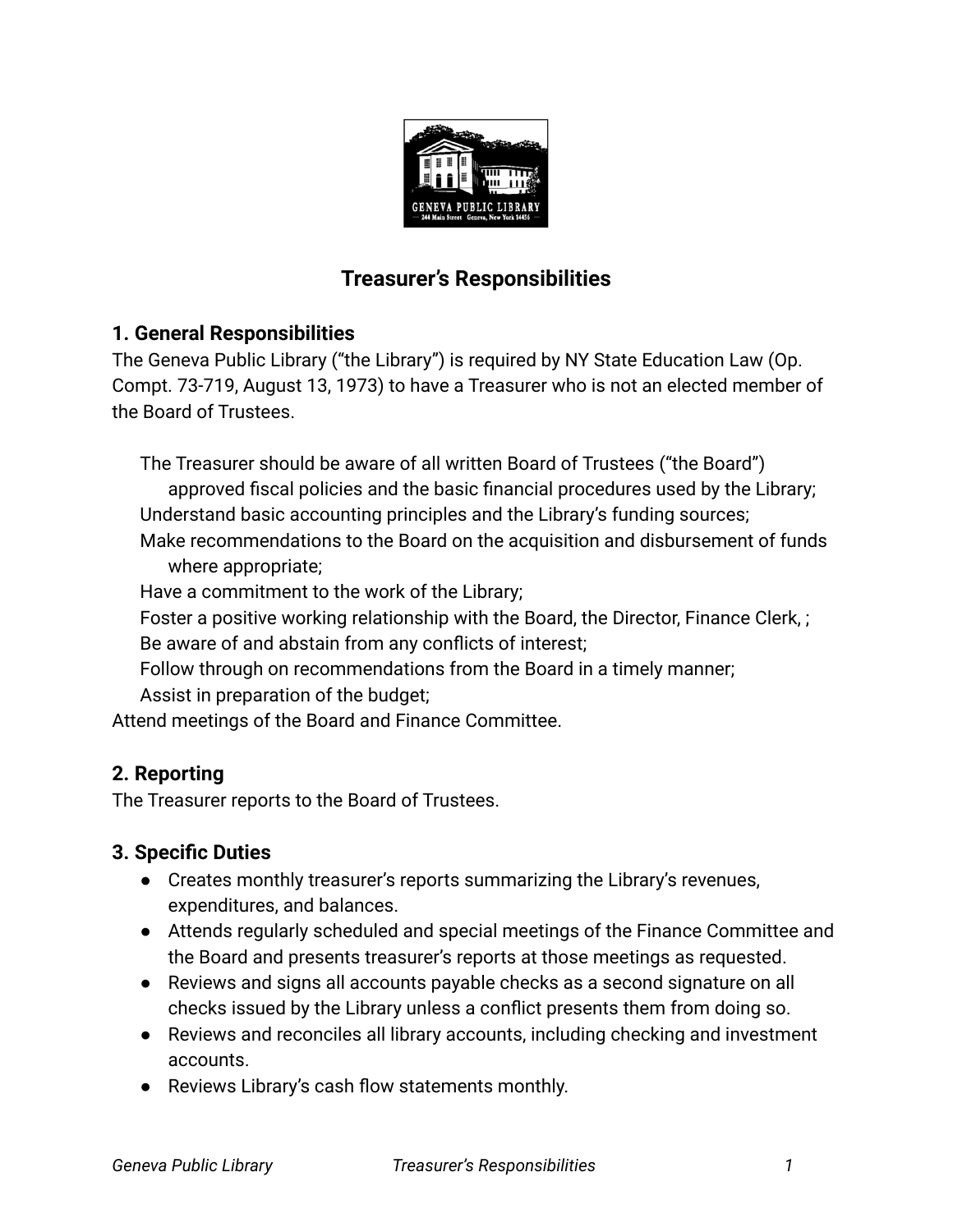# Treasurer's Responsibilities

## 1. General Responsibilities

The Geneva Public Library ("the Library") is required by NY State Education Law (Op. Compt. 73-719, August 13, 1973) to have a Treasurer who is not an elected member of the Board of Trustees.

The Treasurer should be aware of all written Board of Trustees ("the Board") approved fiscal policies and the basic financial procedures used by the Library;
Understand basic accounting principles and the Library's funding sources;
Make recommendations to the Board on the acquisition and disbursement of funds where appropriate;
Have a commitment to the work of the Library;
Foster a positive working relationship with the Board, the Director, Finance Clerk, ;
Be aware of and abstain from any conflicts of interest;
Follow through on recommendations from the Board in a timely manner;
Assist in preparation of the budget;
Attend meetings of the Board and Finance Committee.

## 2. Reporting

The Treasurer reports to the Board of Trustees.

## 3. Specific Duties

- Creates monthly treasurer's reports summarizing the Library's revenues, expenditures, and balances.
- Attends regularly scheduled and special meetings of the Finance Committee and the Board and presents treasurer's reports at those meetings as requested.
- Reviews and signs all accounts payable checks as a second signature on all checks issued by the Library unless a conflict presents them from doing so.
- Reviews and reconciles all library accounts, including checking and investment accounts.
- Reviews Library's cash flow statements monthly.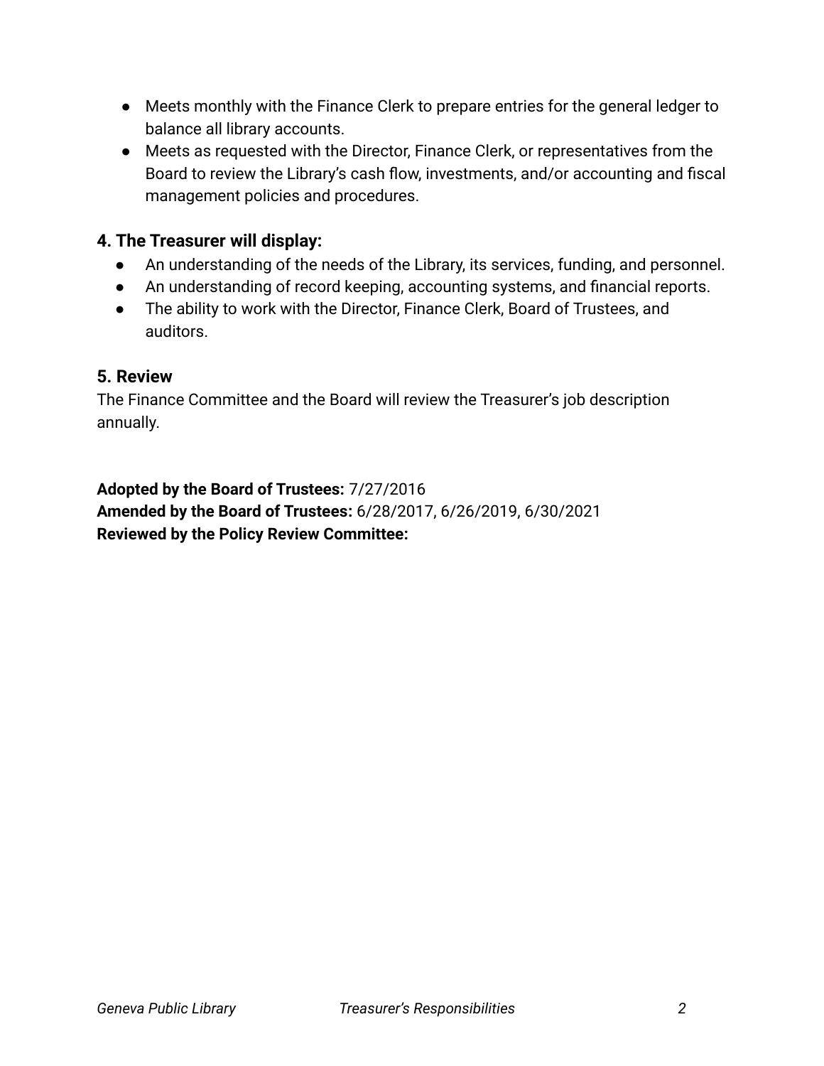- Meets monthly with the Finance Clerk to prepare entries for the general ledger to balance all library accounts.
- Meets as requested with the Director, Finance Clerk, or representatives from the Board to review the Library's cash flow, investments, and/or accounting and fiscal management policies and procedures.

### 4. The Treasurer will display:

- An understanding of the needs of the Library, its services, funding, and personnel.
- An understanding of record keeping, accounting systems, and financial reports.
- The ability to work with the Director, Finance Clerk, Board of Trustees, and auditors.

### 5. Review

The Finance Committee and the Board will review the Treasurer's job description annually.

**Adopted by the Board of Trustees:** 7/27/2016
**Amended by the Board of Trustees:** 6/28/2017, 6/26/2019, 6/30/2021
**Reviewed by the Policy Review Committee:**